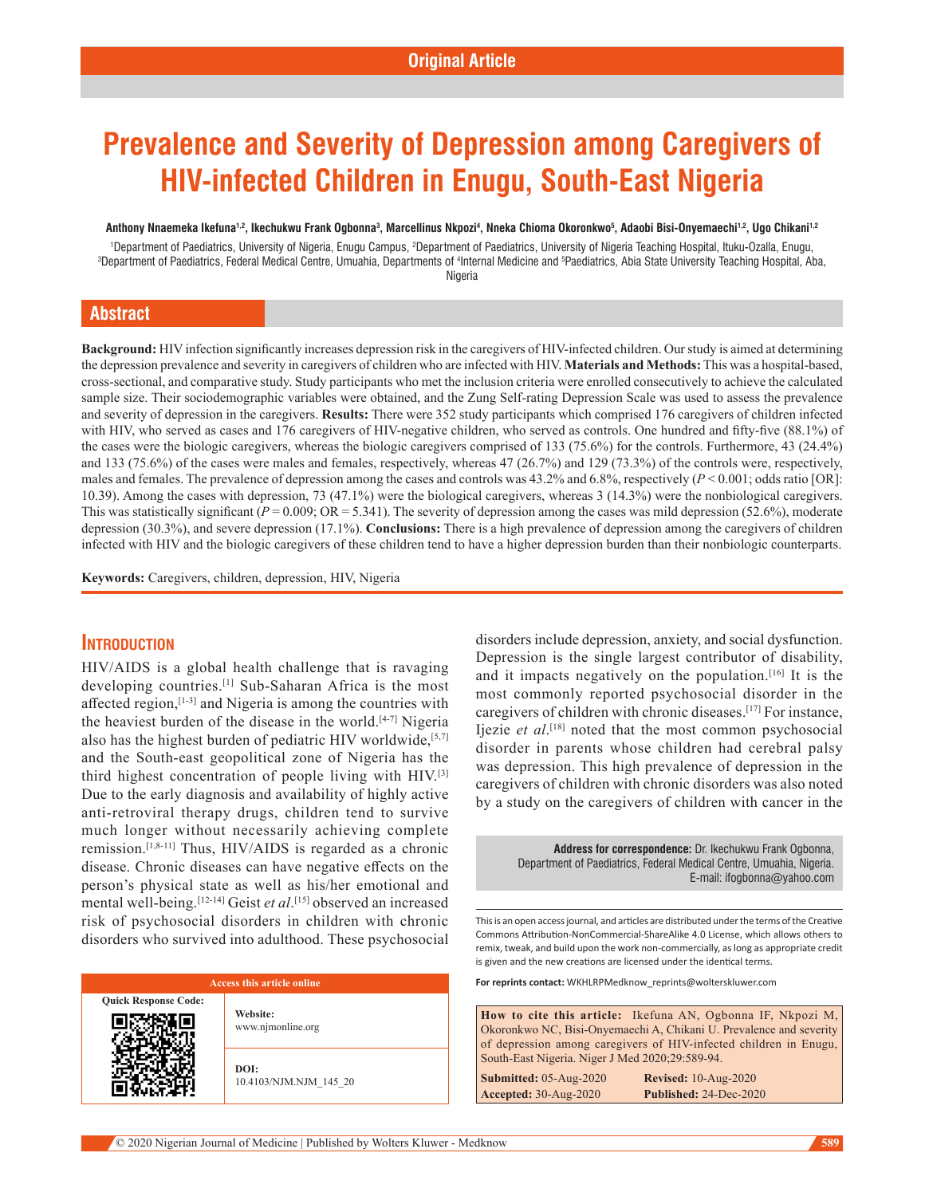Original Article

# Prevalence and Severity of Depression among Caregivers of HIV-infected Children in Enugu, South-East Nigeria

**Anthony Nnaemeka Ikefuna[1,2], Ikechukwu Frank Ogbonna[3], Marcellinus Nkpozi[4], Nneka Chioma Okoronkwo[5], Adaobi Bisi-Onyemaechi[1,2], Ugo Chikani[1,2]**

[1]Department of Paediatrics, University of Nigeria, Enugu Campus, [2]Department of Paediatrics, University of Nigeria Teaching Hospital, Ituku-Ozalla, Enugu, [3]Department of Paediatrics, Federal Medical Centre, Umuahia, Departments of [4]Internal Medicine and [5]Paediatrics, Abia State University Teaching Hospital, Aba, Nigeria

## Abstract

**Background:** HIV infection significantly increases depression risk in the caregivers of HIV-infected children. Our study is aimed at determining the depression prevalence and severity in caregivers of children who are infected with HIV. **Materials and Methods:** This was a hospital-based, cross-sectional, and comparative study. Study participants who met the inclusion criteria were enrolled consecutively to achieve the calculated sample size. Their sociodemographic variables were obtained, and the Zung Self-rating Depression Scale was used to assess the prevalence and severity of depression in the caregivers. **Results:** There were 352 study participants which comprised 176 caregivers of children infected with HIV, who served as cases and 176 caregivers of HIV-negative children, who served as controls. One hundred and fifty-five (88.1%) of the cases were the biologic caregivers, whereas the biologic caregivers comprised of 133 (75.6%) for the controls. Furthermore, 43 (24.4%) and 133 (75.6%) of the cases were males and females, respectively, whereas 47 (26.7%) and 129 (73.3%) of the controls were, respectively, males and females. The prevalence of depression among the cases and controls was 43.2% and 6.8%, respectively ($P < 0.001$; odds ratio [OR]: 10.39). Among the cases with depression, 73 (47.1%) were the biological caregivers, whereas 3 (14.3%) were the nonbiological caregivers. This was statistically significant ($P = 0.009$; OR = 5.341). The severity of depression among the cases was mild depression (52.6%), moderate depression (30.3%), and severe depression (17.1%). **Conclusions:** There is a high prevalence of depression among the caregivers of children infected with HIV and the biologic caregivers of these children tend to have a higher depression burden than their nonbiologic counterparts.

**Keywords:** Caregivers, children, depression, HIV, Nigeria

## Introduction

HIV/AIDS is a global health challenge that is ravaging developing countries.[1] Sub-Saharan Africa is the most affected region,[1-3] and Nigeria is among the countries with the heaviest burden of the disease in the world.[4-7] Nigeria also has the highest burden of pediatric HIV worldwide,[5,7] and the South-east geopolitical zone of Nigeria has the third highest concentration of people living with HIV.[3] Due to the early diagnosis and availability of highly active anti-retroviral therapy drugs, children tend to survive much longer without necessarily achieving complete remission.[1,8-11] Thus, HIV/AIDS is regarded as a chronic disease. Chronic diseases can have negative effects on the person's physical state as well as his/her emotional and mental well-being.[12-14] Geist *et al*.[15] observed an increased risk of psychosocial disorders in children with chronic disorders who survived into adulthood. These psychosocial disorders include depression, anxiety, and social dysfunction. Depression is the single largest contributor of disability, and it impacts negatively on the population.[16] It is the most commonly reported psychosocial disorder in the caregivers of children with chronic diseases.[17] For instance, Ijezie *et al*.[18] noted that the most common psychosocial disorder in parents whose children had cerebral palsy was depression. This high prevalence of depression in the caregivers of children with chronic disorders was also noted by a study on the caregivers of children with cancer in the

| Access this article online | |
|---|---|
| Quick Response Code: | **Website:** www.njmonline.org |
| | **DOI:** 10.4103/NJM.NJM_145_20 |

**Address for correspondence:** Dr. Ikechukwu Frank Ogbonna, Department of Paediatrics, Federal Medical Centre, Umuahia, Nigeria. E-mail: ifogbonna@yahoo.com

This is an open access journal, and articles are distributed under the terms of the Creative Commons Attribution-NonCommercial-ShareAlike 4.0 License, which allows others to remix, tweak, and build upon the work non-commercially, as long as appropriate credit is given and the new creations are licensed under the identical terms.

**For reprints contact:** WKHLRPMedknow_reprints@wolterskluwer.com

**How to cite this article:** Ikefuna AN, Ogbonna IF, Nkpozi M, Okoronkwo NC, Bisi-Onyemaechi A, Chikani U. Prevalence and severity of depression among caregivers of HIV-infected children in Enugu, South-East Nigeria. Niger J Med 2020;29:589-94.

| | |
|---|---|
| **Submitted:** 05-Aug-2020 | **Revised:** 10-Aug-2020 |
| **Accepted:** 30-Aug-2020 | **Published:** 24-Dec-2020 |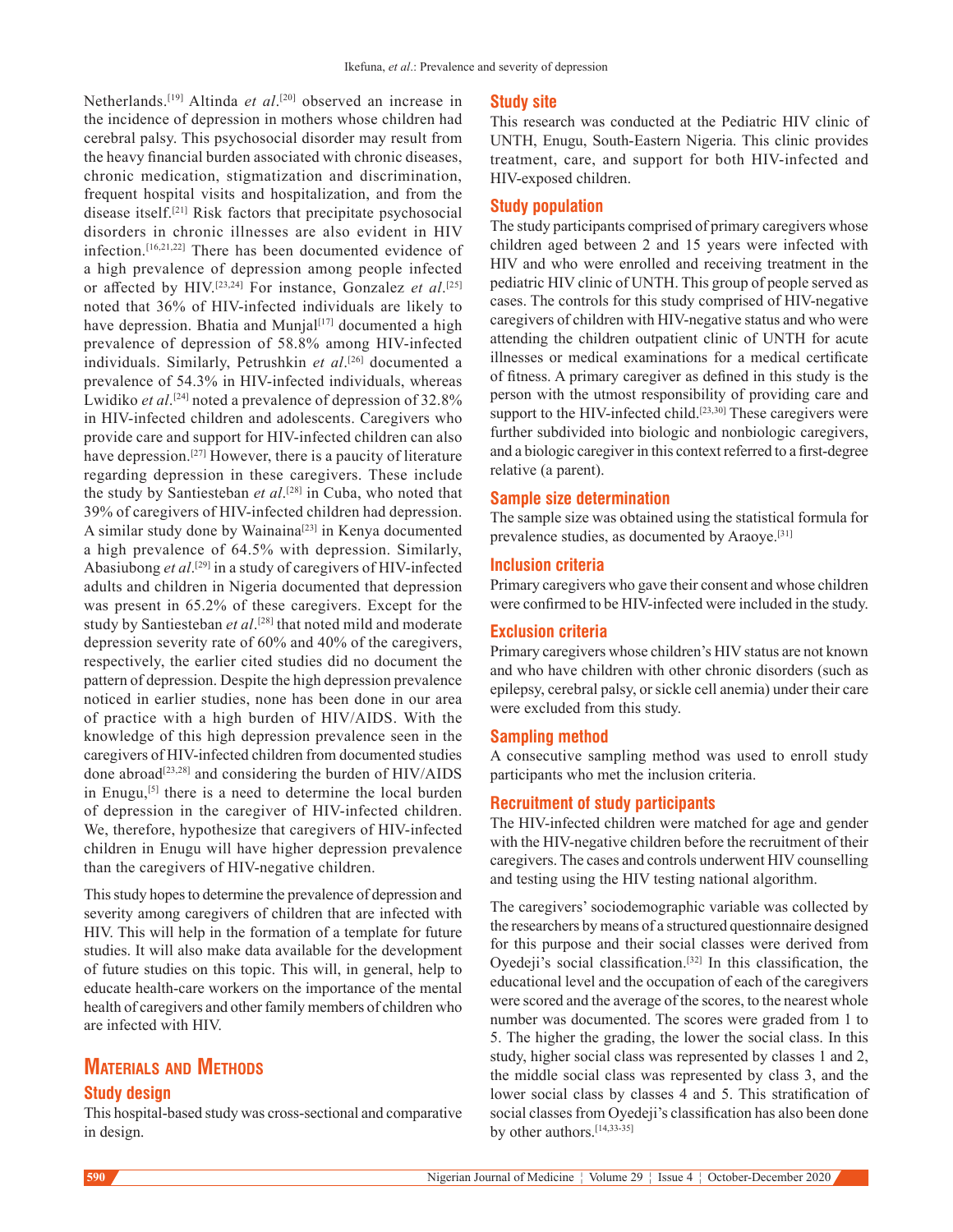Netherlands.[19] Altinda *et al*.[20] observed an increase in the incidence of depression in mothers whose children had cerebral palsy. This psychosocial disorder may result from the heavy financial burden associated with chronic diseases, chronic medication, stigmatization and discrimination, frequent hospital visits and hospitalization, and from the disease itself.[21] Risk factors that precipitate psychosocial disorders in chronic illnesses are also evident in HIV infection.[16,21,22] There has been documented evidence of a high prevalence of depression among people infected or affected by HIV.[23,24] For instance, Gonzalez *et al*.[25] noted that 36% of HIV-infected individuals are likely to have depression. Bhatia and Munjal[17] documented a high prevalence of depression of 58.8% among HIV-infected individuals. Similarly, Petrushkin *et al*.[26] documented a prevalence of 54.3% in HIV-infected individuals, whereas Lwidiko *et al*.[24] noted a prevalence of depression of 32.8% in HIV-infected children and adolescents. Caregivers who provide care and support for HIV-infected children can also have depression.[27] However, there is a paucity of literature regarding depression in these caregivers. These include the study by Santiesteban *et al*.[28] in Cuba, who noted that 39% of caregivers of HIV-infected children had depression. A similar study done by Wainaina[23] in Kenya documented a high prevalence of 64.5% with depression. Similarly, Abasiubong *et al*.[29] in a study of caregivers of HIV-infected adults and children in Nigeria documented that depression was present in 65.2% of these caregivers. Except for the study by Santiesteban *et al*.[28] that noted mild and moderate depression severity rate of 60% and 40% of the caregivers, respectively, the earlier cited studies did no document the pattern of depression. Despite the high depression prevalence noticed in earlier studies, none has been done in our area of practice with a high burden of HIV/AIDS. With the knowledge of this high depression prevalence seen in the caregivers of HIV-infected children from documented studies done abroad[23,28] and considering the burden of HIV/AIDS in Enugu,[5] there is a need to determine the local burden of depression in the caregiver of HIV-infected children. We, therefore, hypothesize that caregivers of HIV-infected children in Enugu will have higher depression prevalence than the caregivers of HIV-negative children.

This study hopes to determine the prevalence of depression and severity among caregivers of children that are infected with HIV. This will help in the formation of a template for future studies. It will also make data available for the development of future studies on this topic. This will, in general, help to educate health-care workers on the importance of the mental health of caregivers and other family members of children who are infected with HIV.

## Materials and Methods

### Study design

This hospital-based study was cross-sectional and comparative in design.

### Study site

This research was conducted at the Pediatric HIV clinic of UNTH, Enugu, South-Eastern Nigeria. This clinic provides treatment, care, and support for both HIV-infected and HIV-exposed children.

### Study population

The study participants comprised of primary caregivers whose children aged between 2 and 15 years were infected with HIV and who were enrolled and receiving treatment in the pediatric HIV clinic of UNTH. This group of people served as cases. The controls for this study comprised of HIV-negative caregivers of children with HIV-negative status and who were attending the children outpatient clinic of UNTH for acute illnesses or medical examinations for a medical certificate of fitness. A primary caregiver as defined in this study is the person with the utmost responsibility of providing care and support to the HIV-infected child.[23,30] These caregivers were further subdivided into biologic and nonbiologic caregivers, and a biologic caregiver in this context referred to a first-degree relative (a parent).

### Sample size determination

The sample size was obtained using the statistical formula for prevalence studies, as documented by Araoye.[31]

### Inclusion criteria

Primary caregivers who gave their consent and whose children were confirmed to be HIV-infected were included in the study.

### Exclusion criteria

Primary caregivers whose children's HIV status are not known and who have children with other chronic disorders (such as epilepsy, cerebral palsy, or sickle cell anemia) under their care were excluded from this study.

### Sampling method

A consecutive sampling method was used to enroll study participants who met the inclusion criteria.

### Recruitment of study participants

The HIV-infected children were matched for age and gender with the HIV-negative children before the recruitment of their caregivers. The cases and controls underwent HIV counselling and testing using the HIV testing national algorithm.

The caregivers' sociodemographic variable was collected by the researchers by means of a structured questionnaire designed for this purpose and their social classes were derived from Oyedeji's social classification.[32] In this classification, the educational level and the occupation of each of the caregivers were scored and the average of the scores, to the nearest whole number was documented. The scores were graded from 1 to 5. The higher the grading, the lower the social class. In this study, higher social class was represented by classes 1 and 2, the middle social class was represented by class 3, and the lower social class by classes 4 and 5. This stratification of social classes from Oyedeji's classification has also been done by other authors.[14,33-35]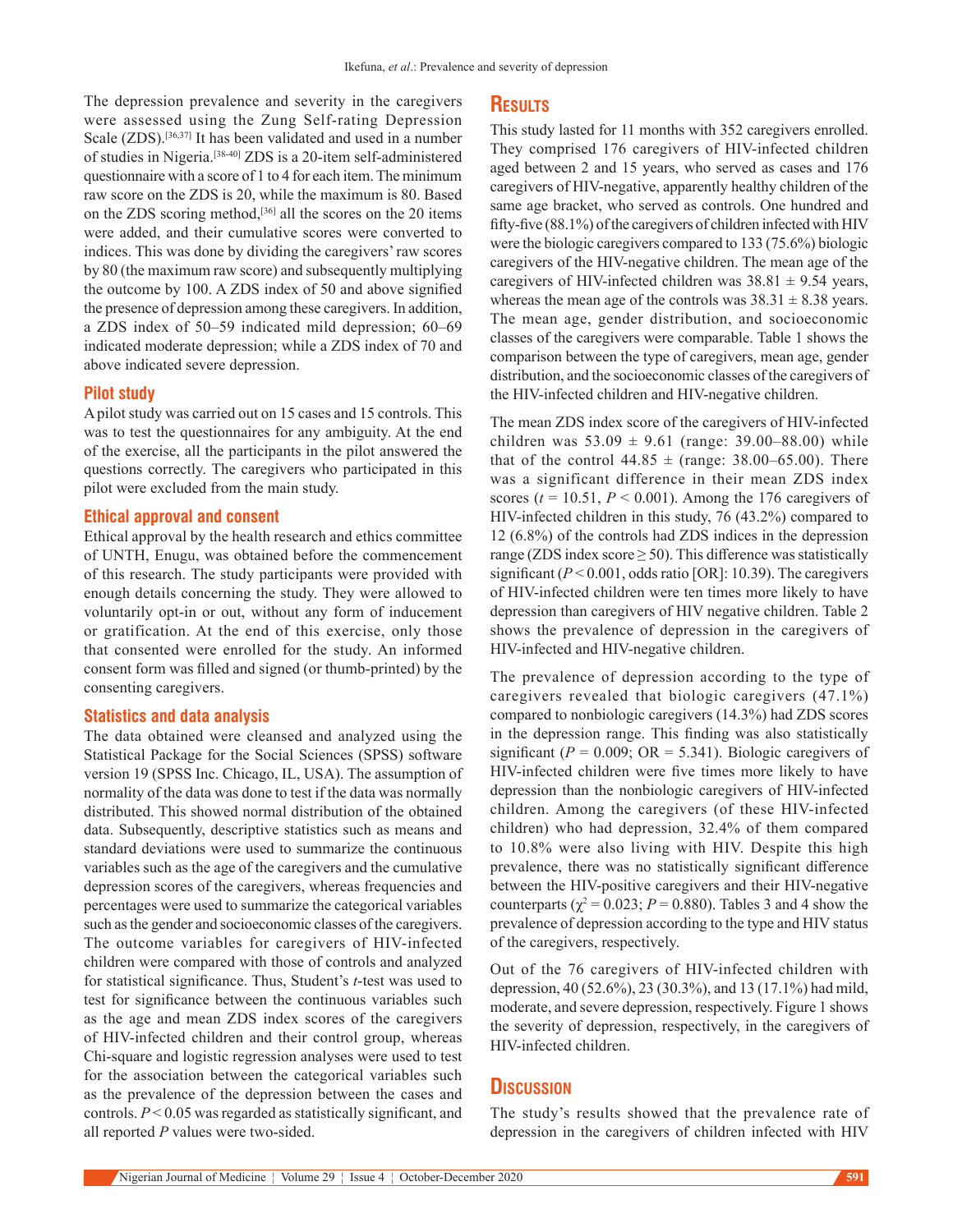The depression prevalence and severity in the caregivers were assessed using the Zung Self-rating Depression Scale (ZDS).[36,37] It has been validated and used in a number of studies in Nigeria.[38-40] ZDS is a 20-item self-administered questionnaire with a score of 1 to 4 for each item. The minimum raw score on the ZDS is 20, while the maximum is 80. Based on the ZDS scoring method,[36] all the scores on the 20 items were added, and their cumulative scores were converted to indices. This was done by dividing the caregivers' raw scores by 80 (the maximum raw score) and subsequently multiplying the outcome by 100. A ZDS index of 50 and above signified the presence of depression among these caregivers. In addition, a ZDS index of 50–59 indicated mild depression; 60–69 indicated moderate depression; while a ZDS index of 70 and above indicated severe depression.

### Pilot study

A pilot study was carried out on 15 cases and 15 controls. This was to test the questionnaires for any ambiguity. At the end of the exercise, all the participants in the pilot answered the questions correctly. The caregivers who participated in this pilot were excluded from the main study.

### Ethical approval and consent

Ethical approval by the health research and ethics committee of UNTH, Enugu, was obtained before the commencement of this research. The study participants were provided with enough details concerning the study. They were allowed to voluntarily opt-in or out, without any form of inducement or gratification. At the end of this exercise, only those that consented were enrolled for the study. An informed consent form was filled and signed (or thumb-printed) by the consenting caregivers.

### Statistics and data analysis

The data obtained were cleansed and analyzed using the Statistical Package for the Social Sciences (SPSS) software version 19 (SPSS Inc. Chicago, IL, USA). The assumption of normality of the data was done to test if the data was normally distributed. This showed normal distribution of the obtained data. Subsequently, descriptive statistics such as means and standard deviations were used to summarize the continuous variables such as the age of the caregivers and the cumulative depression scores of the caregivers, whereas frequencies and percentages were used to summarize the categorical variables such as the gender and socioeconomic classes of the caregivers. The outcome variables for caregivers of HIV-infected children were compared with those of controls and analyzed for statistical significance. Thus, Student's *t*-test was used to test for significance between the continuous variables such as the age and mean ZDS index scores of the caregivers of HIV-infected children and their control group, whereas Chi-square and logistic regression analyses were used to test for the association between the categorical variables such as the prevalence of the depression between the cases and controls. $P < 0.05$ was regarded as statistically significant, and all reported $P$ values were two-sided.

## Results

This study lasted for 11 months with 352 caregivers enrolled. They comprised 176 caregivers of HIV-infected children aged between 2 and 15 years, who served as cases and 176 caregivers of HIV-negative, apparently healthy children of the same age bracket, who served as controls. One hundred and fifty-five (88.1%) of the caregivers of children infected with HIV were the biologic caregivers compared to 133 (75.6%) biologic caregivers of the HIV-negative children. The mean age of the caregivers of HIV-infected children was 38.81 ± 9.54 years, whereas the mean age of the controls was 38.31 ± 8.38 years. The mean age, gender distribution, and socioeconomic classes of the caregivers were comparable. Table 1 shows the comparison between the type of caregivers, mean age, gender distribution, and the socioeconomic classes of the caregivers of the HIV-infected children and HIV-negative children.

The mean ZDS index score of the caregivers of HIV-infected children was 53.09 ± 9.61 (range: 39.00–88.00) while that of the control 44.85 ± (range: 38.00–65.00). There was a significant difference in their mean ZDS index scores ($t = 10.51$, $P < 0.001$). Among the 176 caregivers of HIV-infected children in this study, 76 (43.2%) compared to 12 (6.8%) of the controls had ZDS indices in the depression range (ZDS index score ≥ 50). This difference was statistically significant ($P < 0.001$, odds ratio [OR]: 10.39). The caregivers of HIV-infected children were ten times more likely to have depression than caregivers of HIV negative children. Table 2 shows the prevalence of depression in the caregivers of HIV-infected and HIV-negative children.

The prevalence of depression according to the type of caregivers revealed that biologic caregivers (47.1%) compared to nonbiologic caregivers (14.3%) had ZDS scores in the depression range. This finding was also statistically significant ($P = 0.009$; OR = 5.341). Biologic caregivers of HIV-infected children were five times more likely to have depression than the nonbiologic caregivers of HIV-infected children. Among the caregivers (of these HIV-infected children) who had depression, 32.4% of them compared to 10.8% were also living with HIV. Despite this high prevalence, there was no statistically significant difference between the HIV-positive caregivers and their HIV-negative counterparts ($\chi^2 = 0.023$; $P = 0.880$). Tables 3 and 4 show the prevalence of depression according to the type and HIV status of the caregivers, respectively.

Out of the 76 caregivers of HIV-infected children with depression, 40 (52.6%), 23 (30.3%), and 13 (17.1%) had mild, moderate, and severe depression, respectively. Figure 1 shows the severity of depression, respectively, in the caregivers of HIV-infected children.

## Discussion

The study's results showed that the prevalence rate of depression in the caregivers of children infected with HIV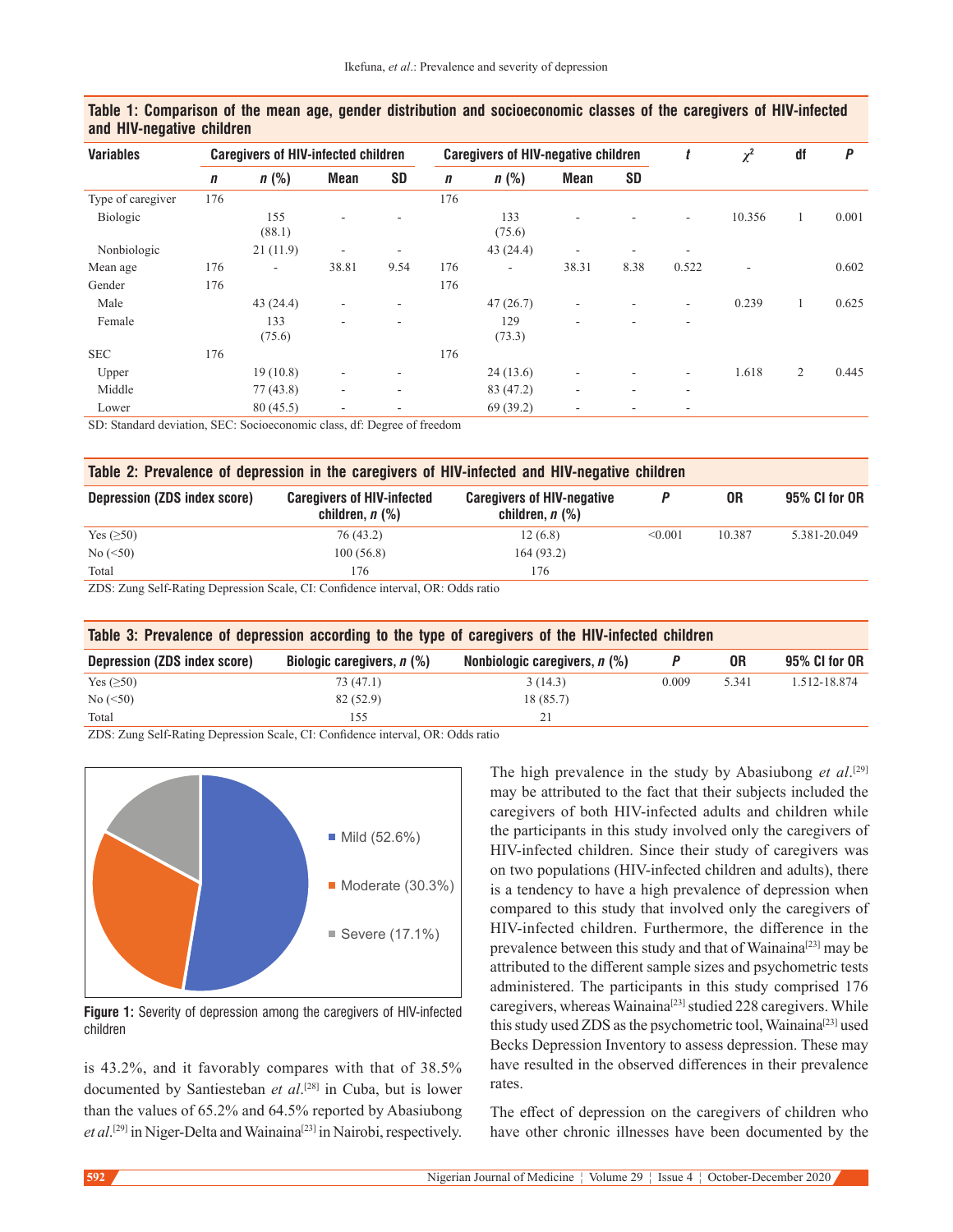**Table 1: Comparison of the mean age, gender distribution and socioeconomic classes of the caregivers of HIV-infected and HIV-negative children**

| Variables | Caregivers of HIV-infected children | | | | Caregivers of HIV-negative children | | | | $t$ | $\chi^2$ | df | $P$ |
|---|---|---|---|---|---|---|---|---|---|---|---|---|
| | $n$ | $n$ (%) | Mean | SD | $n$ | $n$ (%) | Mean | SD | | | | |
| Type of caregiver | 176 | | | | 176 | | | | | | | |
| Biologic | | 155 (88.1) | - | - | | 133 (75.6) | - | - | - | 10.356 | 1 | 0.001 |
| Nonbiologic | | 21 (11.9) | - | - | | 43 (24.4) | - | - | - | | | |
| Mean age | 176 | - | 38.81 | 9.54 | 176 | - | 38.31 | 8.38 | 0.522 | - | | 0.602 |
| Gender | 176 | | | | 176 | | | | | | | |
| Male | | 43 (24.4) | - | - | | 47 (26.7) | - | - | - | 0.239 | 1 | 0.625 |
| Female | | 133 (75.6) | - | - | | 129 (73.3) | - | - | - | | | |
| SEC | 176 | | | | 176 | | | | | | | |
| Upper | | 19 (10.8) | - | - | | 24 (13.6) | - | - | - | 1.618 | 2 | 0.445 |
| Middle | | 77 (43.8) | - | - | | 83 (47.2) | - | - | - | | | |
| Lower | | 80 (45.5) | - | - | | 69 (39.2) | - | - | - | | | |

SD: Standard deviation, SEC: Socioeconomic class, df: Degree of freedom

**Table 2: Prevalence of depression in the caregivers of HIV-infected and HIV-negative children**

| Depression (ZDS index score) | Caregivers of HIV-infected children, $n$ (%) | Caregivers of HIV-negative children, $n$ (%) | $P$ | OR | 95% CI for OR |
|---|---|---|---|---|---|
| Yes (≥50) | 76 (43.2) | 12 (6.8) | <0.001 | 10.387 | 5.381-20.049 |
| No (<50) | 100 (56.8) | 164 (93.2) | | | |
| Total | 176 | 176 | | | |

ZDS: Zung Self-Rating Depression Scale, CI: Confidence interval, OR: Odds ratio

**Table 3: Prevalence of depression according to the type of caregivers of the HIV-infected children**

| Depression (ZDS index score) | Biologic caregivers, $n$ (%) | Nonbiologic caregivers, $n$ (%) | $P$ | OR | 95% CI for OR |
|---|---|---|---|---|---|
| Yes (≥50) | 73 (47.1) | 3 (14.3) | 0.009 | 5.341 | 1.512-18.874 |
| No (<50) | 82 (52.9) | 18 (85.7) | | | |
| Total | 155 | 21 | | | |

ZDS: Zung Self-Rating Depression Scale, CI: Confidence interval, OR: Odds ratio

Mild (52.6%)
Moderate (30.3%)
Severe (17.1%)

**Figure 1:** Severity of depression among the caregivers of HIV-infected children

is 43.2%, and it favorably compares with that of 38.5% documented by Santiesteban *et al*.[28] in Cuba, but is lower than the values of 65.2% and 64.5% reported by Abasiubong *et al*.[29] in Niger-Delta and Wainaina[23] in Nairobi, respectively.

The high prevalence in the study by Abasiubong *et al*.[29] may be attributed to the fact that their subjects included the caregivers of both HIV-infected adults and children while the participants in this study involved only the caregivers of HIV-infected children. Since their study of caregivers was on two populations (HIV-infected children and adults), there is a tendency to have a high prevalence of depression when compared to this study that involved only the caregivers of HIV-infected children. Furthermore, the difference in the prevalence between this study and that of Wainaina[23] may be attributed to the different sample sizes and psychometric tests administered. The participants in this study comprised 176 caregivers, whereas Wainaina[23] studied 228 caregivers. While this study used ZDS as the psychometric tool, Wainaina[23] used Becks Depression Inventory to assess depression. These may have resulted in the observed differences in their prevalence rates.

The effect of depression on the caregivers of children who have other chronic illnesses have been documented by the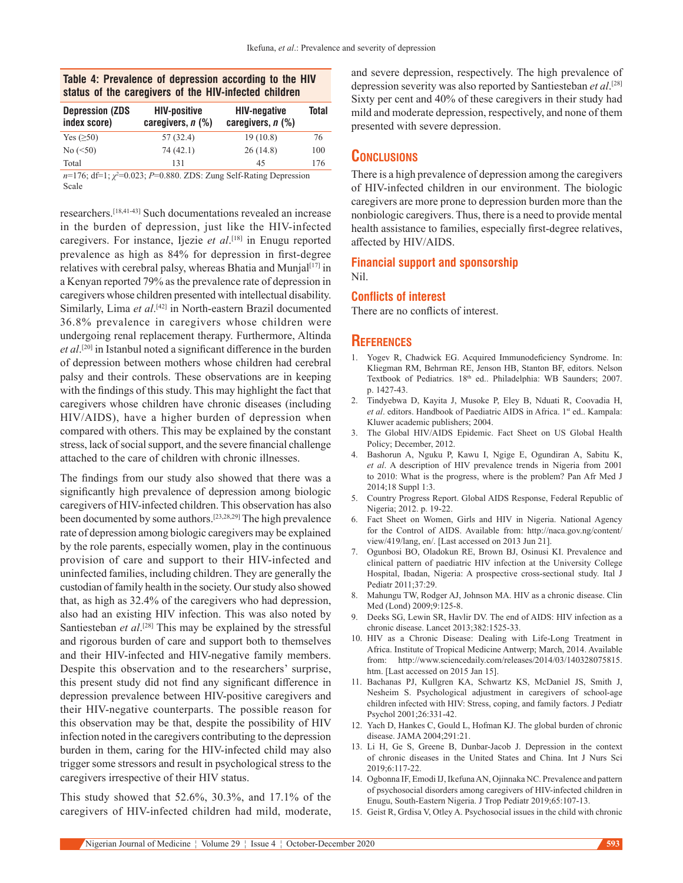**Table 4: Prevalence of depression according to the HIV status of the caregivers of the HIV-infected children**

| Depression (ZDS index score) | HIV-positive caregivers, *n* (%) | HIV-negative caregivers, *n* (%) | Total |
|---|---|---|---|
| Yes (≥50) | 57 (32.4) | 19 (10.8) | 76 |
| No (<50) | 74 (42.1) | 26 (14.8) | 100 |
| Total | 131 | 45 | 176 |

*n*=176; df=1; $\chi^2$=0.023; *P*=0.880. ZDS: Zung Self-Rating Depression Scale

researchers.[18,41-43] Such documentations revealed an increase in the burden of depression, just like the HIV-infected caregivers. For instance, Ijezie *et al*.[18] in Enugu reported prevalence as high as 84% for depression in first-degree relatives with cerebral palsy, whereas Bhatia and Munjal[17] in a Kenyan reported 79% as the prevalence rate of depression in caregivers whose children presented with intellectual disability. Similarly, Lima *et al*.[42] in North-eastern Brazil documented 36.8% prevalence in caregivers whose children were undergoing renal replacement therapy. Furthermore, Altinda *et al*.[20] in Istanbul noted a significant difference in the burden of depression between mothers whose children had cerebral palsy and their controls. These observations are in keeping with the findings of this study. This may highlight the fact that caregivers whose children have chronic diseases (including HIV/AIDS), have a higher burden of depression when compared with others. This may be explained by the constant stress, lack of social support, and the severe financial challenge attached to the care of children with chronic illnesses.

The findings from our study also showed that there was a significantly high prevalence of depression among biologic caregivers of HIV-infected children. This observation has also been documented by some authors.[23,28,29] The high prevalence rate of depression among biologic caregivers may be explained by the role parents, especially women, play in the continuous provision of care and support to their HIV-infected and uninfected families, including children. They are generally the custodian of family health in the society. Our study also showed that, as high as 32.4% of the caregivers who had depression, also had an existing HIV infection. This was also noted by Santiesteban *et al*.[28] This may be explained by the stressful and rigorous burden of care and support both to themselves and their HIV-infected and HIV-negative family members. Despite this observation and to the researchers' surprise, this present study did not find any significant difference in depression prevalence between HIV-positive caregivers and their HIV-negative counterparts. The possible reason for this observation may be that, despite the possibility of HIV infection noted in the caregivers contributing to the depression burden in them, caring for the HIV-infected child may also trigger some stressors and result in psychological stress to the caregivers irrespective of their HIV status.

This study showed that 52.6%, 30.3%, and 17.1% of the caregivers of HIV-infected children had mild, moderate, and severe depression, respectively. The high prevalence of depression severity was also reported by Santiesteban *et al*.[28] Sixty per cent and 40% of these caregivers in their study had mild and moderate depression, respectively, and none of them presented with severe depression.

## Conclusions

There is a high prevalence of depression among the caregivers of HIV-infected children in our environment. The biologic caregivers are more prone to depression burden more than the nonbiologic caregivers. Thus, there is a need to provide mental health assistance to families, especially first-degree relatives, affected by HIV/AIDS.

### Financial support and sponsorship

Nil.

### Conflicts of interest

There are no conflicts of interest.

## References

1. Yogev R, Chadwick EG. Acquired Immunodeficiency Syndrome. In: Kliegman RM, Behrman RE, Jenson HB, Stanton BF, editors. Nelson Textbook of Pediatrics. 18th ed.. Philadelphia: WB Saunders; 2007. p. 1427-43.
2. Tindyebwa D, Kayita J, Musoke P, Eley B, Nduati R, Coovadia H, *et al*. editors. Handbook of Paediatric AIDS in Africa. 1st ed.. Kampala: Kluwer academic publishers; 2004.
3. The Global HIV/AIDS Epidemic. Fact Sheet on US Global Health Policy; December, 2012.
4. Bashorun A, Nguku P, Kawu I, Ngige E, Ogundiran A, Sabitu K, *et al*. A description of HIV prevalence trends in Nigeria from 2001 to 2010: What is the progress, where is the problem? Pan Afr Med J 2014;18 Suppl 1:3.
5. Country Progress Report. Global AIDS Response, Federal Republic of Nigeria; 2012. p. 19-22.
6. Fact Sheet on Women, Girls and HIV in Nigeria. National Agency for the Control of AIDS. Available from: http://naca.gov.ng/content/view/419/lang, en/. [Last accessed on 2013 Jun 21].
7. Ogunbosi BO, Oladokun RE, Brown BJ, Osinusi KI. Prevalence and clinical pattern of paediatric HIV infection at the University College Hospital, Ibadan, Nigeria: A prospective cross-sectional study. Ital J Pediatr 2011;37:29.
8. Mahungu TW, Rodger AJ, Johnson MA. HIV as a chronic disease. Clin Med (Lond) 2009;9:125-8.
9. Deeks SG, Lewin SR, Havlir DV. The end of AIDS: HIV infection as a chronic disease. Lancet 2013;382:1525-33.
10. HIV as a Chronic Disease: Dealing with Life-Long Treatment in Africa. Institute of Tropical Medicine Antwerp; March, 2014. Available from: http://www.sciencedaily.com/releases/2014/03/140328075815.htm. [Last accessed on 2015 Jan 15].
11. Bachanas PJ, Kullgren KA, Schwartz KS, McDaniel JS, Smith J, Nesheim S. Psychological adjustment in caregivers of school-age children infected with HIV: Stress, coping, and family factors. J Pediatr Psychol 2001;26:331-42.
12. Yach D, Hankes C, Gould L, Hofman KJ. The global burden of chronic disease. JAMA 2004;291:21.
13. Li H, Ge S, Greene B, Dunbar-Jacob J. Depression in the context of chronic diseases in the United States and China. Int J Nurs Sci 2019;6:117-22.
14. Ogbonna IF, Emodi IJ, Ikefuna AN, Ojinnaka NC. Prevalence and pattern of psychosocial disorders among caregivers of HIV-infected children in Enugu, South-Eastern Nigeria. J Trop Pediatr 2019;65:107-13.
15. Geist R, Grdisa V, Otley A. Psychosocial issues in the child with chronic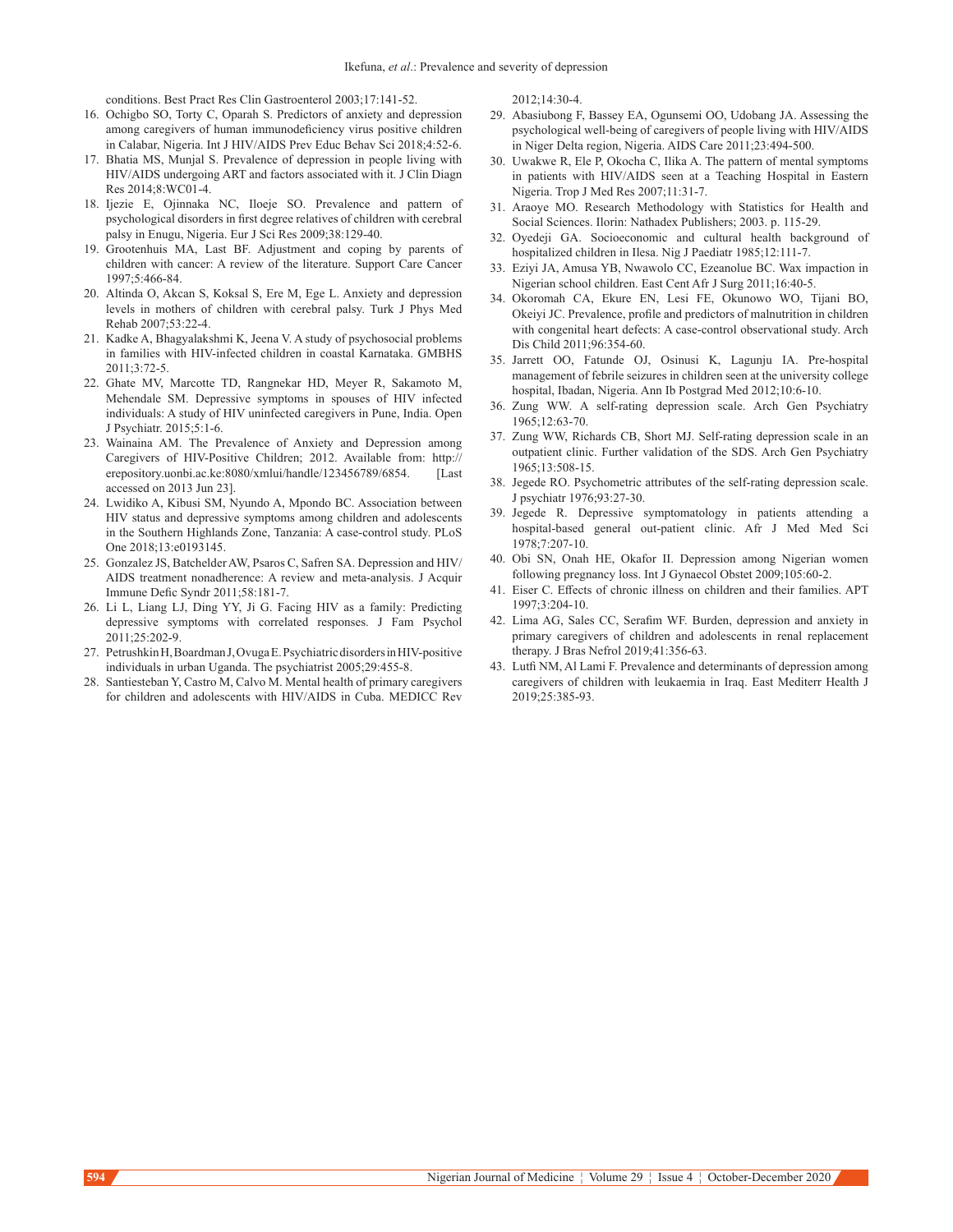conditions. Best Pract Res Clin Gastroenterol 2003;17:141-52.

16. Ochigbo SO, Torty C, Oparah S. Predictors of anxiety and depression among caregivers of human immunodeficiency virus positive children in Calabar, Nigeria. Int J HIV/AIDS Prev Educ Behav Sci 2018;4:52-6.
17. Bhatia MS, Munjal S. Prevalence of depression in people living with HIV/AIDS undergoing ART and factors associated with it. J Clin Diagn Res 2014;8:WC01-4.
18. Ijezie E, Ojinnaka NC, Iloeje SO. Prevalence and pattern of psychological disorders in first degree relatives of children with cerebral palsy in Enugu, Nigeria. Eur J Sci Res 2009;38:129-40.
19. Grootenhuis MA, Last BF. Adjustment and coping by parents of children with cancer: A review of the literature. Support Care Cancer 1997;5:466-84.
20. Altinda O, Akcan S, Koksal S, Ere M, Ege L. Anxiety and depression levels in mothers of children with cerebral palsy. Turk J Phys Med Rehab 2007;53:22-4.
21. Kadke A, Bhagyalakshmi K, Jeena V. A study of psychosocial problems in families with HIV-infected children in coastal Karnataka. GMBHS 2011;3:72-5.
22. Ghate MV, Marcotte TD, Rangnekar HD, Meyer R, Sakamoto M, Mehendale SM. Depressive symptoms in spouses of HIV infected individuals: A study of HIV uninfected caregivers in Pune, India. Open J Psychiatr. 2015;5:1-6.
23. Wainaina AM. The Prevalence of Anxiety and Depression among Caregivers of HIV-Positive Children; 2012. Available from: http://erepository.uonbi.ac.ke:8080/xmlui/handle/123456789/6854. [Last accessed on 2013 Jun 23].
24. Lwidiko A, Kibusi SM, Nyundo A, Mpondo BC. Association between HIV status and depressive symptoms among children and adolescents in the Southern Highlands Zone, Tanzania: A case-control study. PLoS One 2018;13:e0193145.
25. Gonzalez JS, Batchelder AW, Psaros C, Safren SA. Depression and HIV/AIDS treatment nonadherence: A review and meta-analysis. J Acquir Immune Defic Syndr 2011;58:181-7.
26. Li L, Liang LJ, Ding YY, Ji G. Facing HIV as a family: Predicting depressive symptoms with correlated responses. J Fam Psychol 2011;25:202-9.
27. Petrushkin H, Boardman J, Ovuga E. Psychiatric disorders in HIV-positive individuals in urban Uganda. The psychiatrist 2005;29:455-8.
28. Santiesteban Y, Castro M, Calvo M. Mental health of primary caregivers for children and adolescents with HIV/AIDS in Cuba. MEDICC Rev 2012;14:30-4.
29. Abasiubong F, Bassey EA, Ogunsemi OO, Udobang JA. Assessing the psychological well-being of caregivers of people living with HIV/AIDS in Niger Delta region, Nigeria. AIDS Care 2011;23:494-500.
30. Uwakwe R, Ele P, Okocha C, Ilika A. The pattern of mental symptoms in patients with HIV/AIDS seen at a Teaching Hospital in Eastern Nigeria. Trop J Med Res 2007;11:31-7.
31. Araoye MO. Research Methodology with Statistics for Health and Social Sciences. Ilorin: Nathadex Publishers; 2003. p. 115-29.
32. Oyedeji GA. Socioeconomic and cultural health background of hospitalized children in Ilesa. Nig J Paediatr 1985;12:111-7.
33. Eziyi JA, Amusa YB, Nwawolo CC, Ezeanolue BC. Wax impaction in Nigerian school children. East Cent Afr J Surg 2011;16:40-5.
34. Okoromah CA, Ekure EN, Lesi FE, Okunowo WO, Tijani BO, Okeiyi JC. Prevalence, profile and predictors of malnutrition in children with congenital heart defects: A case-control observational study. Arch Dis Child 2011;96:354-60.
35. Jarrett OO, Fatunde OJ, Osinusi K, Lagunju IA. Pre-hospital management of febrile seizures in children seen at the university college hospital, Ibadan, Nigeria. Ann Ib Postgrad Med 2012;10:6-10.
36. Zung WW. A self-rating depression scale. Arch Gen Psychiatry 1965;12:63-70.
37. Zung WW, Richards CB, Short MJ. Self-rating depression scale in an outpatient clinic. Further validation of the SDS. Arch Gen Psychiatry 1965;13:508-15.
38. Jegede RO. Psychometric attributes of the self-rating depression scale. J psychiatr 1976;93:27-30.
39. Jegede R. Depressive symptomatology in patients attending a hospital-based general out-patient clinic. Afr J Med Med Sci 1978;7:207-10.
40. Obi SN, Onah HE, Okafor II. Depression among Nigerian women following pregnancy loss. Int J Gynaecol Obstet 2009;105:60-2.
41. Eiser C. Effects of chronic illness on children and their families. APT 1997;3:204-10.
42. Lima AG, Sales CC, Serafim WF. Burden, depression and anxiety in primary caregivers of children and adolescents in renal replacement therapy. J Bras Nefrol 2019;41:356-63.
43. Lutfi NM, Al Lami F. Prevalence and determinants of depression among caregivers of children with leukaemia in Iraq. East Mediterr Health J 2019;25:385-93.